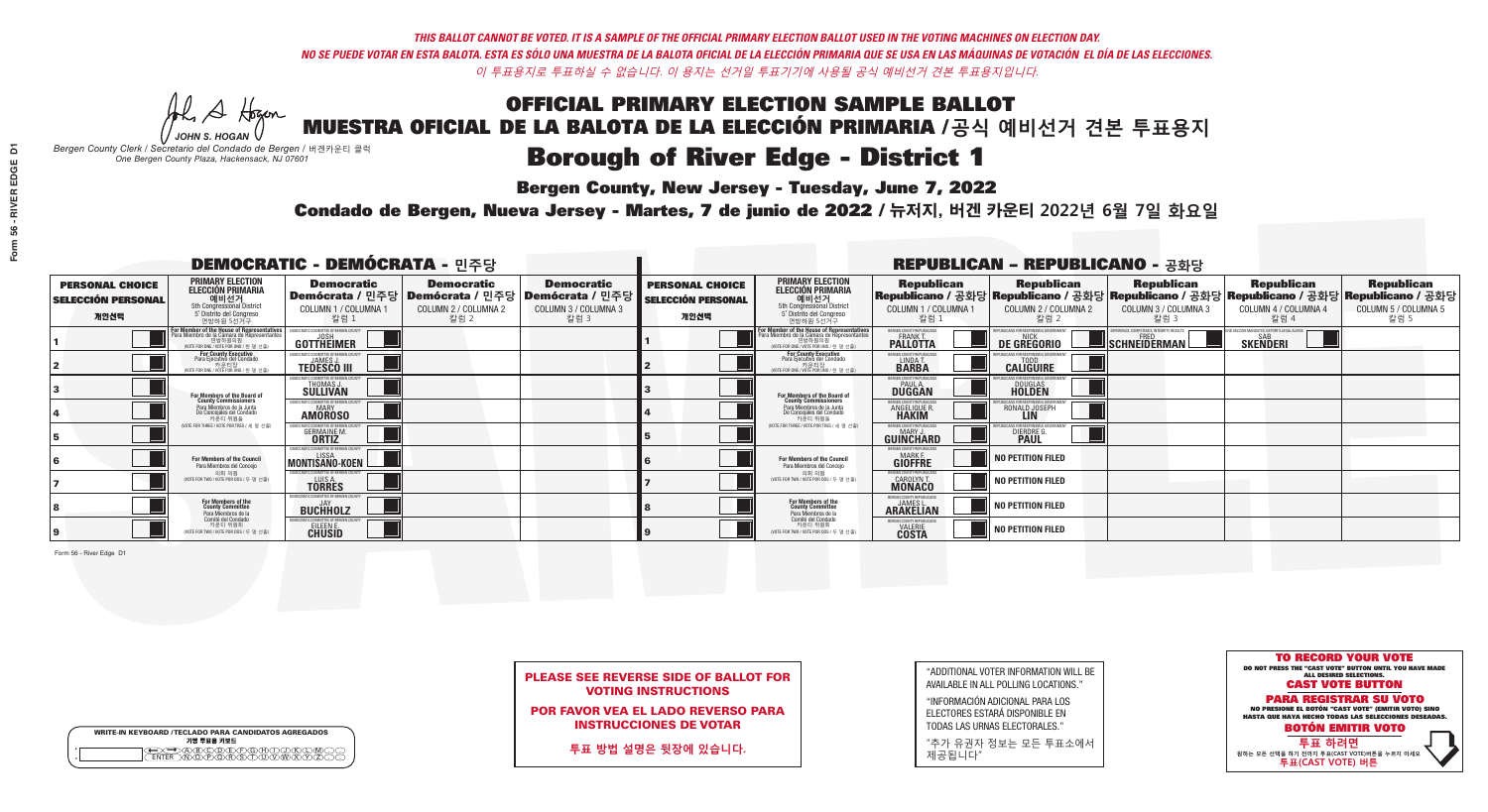*THIS BALLOT CANNOT BE VOTED. IT IS A SAMPLE OF THE OFFICIAL PRIMARY ELECTION BALLOT USED IN THE VOTING MACHINES ON ELECTION DAY.*
*NO SE PUEDE VOTAR EN ESTA BALOTA. ESTA ES SÓLO UNA MUESTRA DE LA BALOTA OFICIAL DE LA ELECCIÓN PRIMARIA QUE SE USA EN LAS MÁQUINAS DE VOTACIÓN EL DÍA DE LAS ELECCIONES.*
*이 투표용지로 투표하실 수 없습니다. 이 용지는 선거일 투표기기에 사용될 공식 예비선거 견본 투표용지입니다.*

JOHN S. HOGAN
*Bergen County Clerk / Secretario del Condado de Bergen / 버겐카운티 클럭*
*One Bergen County Plaza, Hackensack, NJ 07601*

# OFFICIAL PRIMARY ELECTION SAMPLE BALLOT
# MUESTRA OFICIAL DE LA BALOTA DE LA ELECCIÓN PRIMARIA / 공식 예비선거 견본 투표용지

## Borough of River Edge - District 1

**Bergen County, New Jersey - Tuesday, June 7, 2022**

**Condado de Bergen, Nueva Jersey - Martes, 7 de junio de 2022 / 뉴저지, 버겐 카운티 2022년 6월 7일 화요일**

### DEMOCRATIC - DEMÓCRATA - 민주당

| PERSONAL CHOICE / SELECCIÓN PERSONAL / 개인선택 | PRIMARY ELECTION / ELECCIÓN PRIMARIA / 예비선거 (5th Congressional District / 5° Distrito del Congreso / 연방하원 5선거구) | Democratic / Demócrata / 민주당 COLUMN 1 / COLUMNA 1 / 칼럼 1 | Democratic / Demócrata / 민주당 COLUMN 2 / COLUMNA 2 / 칼럼 2 | Democratic / Demócrata / 민주당 COLUMN 3 / COLUMNA 3 / 칼럼 3 |
|---|---|---|---|---|
| 1 | For Member of the House of Representatives / Para Miembro de la Cámara de Representantes / 연방하원의원 (VOTE FOR ONE / VOTE POR UNO / 한 명 선출) | JOSH GOTTHEIMER | | |
| 2 | For County Executive / Para Ejecutivo del Condado / 카운티장 (VOTE FOR ONE / VOTE POR UNO / 한 명 선출) | JAMES J. TEDESCO III | | |
| 3 | For Members of the Board of County Commissioners / Para Miembros de la Junta De Concejales del Condado / 카운티 위원들 (VOTE FOR THREE / VOTE POR TRES / 세 명 선출) | THOMAS J. SULLIVAN | | |
| 4 | | MARY AMOROSO | | |
| 5 | | GERMAINE M. ORTIZ | | |
| 6 | For Members of the Council / Para Miembros del Concejo / 의회 의원 (VOTE FOR TWO / VOTE POR DOS / 두 명 선출) | LISSA MONTISANO-KOEN | | |
| 7 | | LUIS A. TORRES | | |
| 8 | For Members of the County Committee / Para Miembros de la Comité del Condado / 카운티 위원회 (VOTE FOR TWO / VOTE POR DOS / 두 명 선출) | JAY BUCHHOLZ | | |
| 9 | | EILEEN E. CHUSID | | |

### REPUBLICAN - REPUBLICANO - 공화당

| PERSONAL CHOICE / SELECCIÓN PERSONAL / 개인선택 | PRIMARY ELECTION / ELECCIÓN PRIMARIA / 예비선거 (5th Congressional District / 5° Distrito del Congreso / 연방하원 5선거구) | Republican / Republicano / 공화당 COLUMN 1 / COLUMNA 1 / 칼럼 1 | Republican / Republicano / 공화당 COLUMN 2 / COLUMNA 2 / 칼럼 2 | Republican / Republicano / 공화당 COLUMN 3 / COLUMNA 3 / 칼럼 3 | Republican / Republicano / 공화당 COLUMN 4 / COLUMNA 4 / 칼럼 4 | Republican / Republicano / 공화당 COLUMN 5 / COLUMNA 5 / 칼럼 5 |
|---|---|---|---|---|---|---|
| 1 | For Member of the House of Representatives / Para Miembro de la Cámara de Representantes / 연방하원의원 (VOTE FOR ONE / VOTE POR UNO / 한 명 선출) | FRANK T. PALLOTTA | NICK DE GREGORIO | FRED SCHNEIDERMAN | SAB SKENDERI | |
| 2 | For County Executive / Para Ejecutivo del Condado / 카운티장 (VOTE FOR ONE / VOTE POR UNO / 한 명 선출) | LINDA T. BARBA | TODD CALIGUIRE | | | |
| 3 | For Members of the Board of County Commissioners / Para Miembros de la Junta De Concejales del Condado / 카운티 위원들 (VOTE FOR THREE / VOTE POR TRES / 세 명 선출) | PAUL A. DUGGAN | DOUGLAS HOLDEN | | | |
| 4 | | ANGELIQUE R. HAKIM | RONALD JOSEPH LIN | | | |
| 5 | | MARY J. GUINCHARD | DIERDRE G. PAUL | | | |
| 6 | For Members of the Council / Para Miembros del Concejo / 의회 의원 (VOTE FOR TWO / VOTE POR DOS / 두 명 선출) | MARK F. GIOFFRE | NO PETITION FILED | | | |
| 7 | | CAROLYN T. MONACO | NO PETITION FILED | | | |
| 8 | For Members of the County Committee / Para Miembros de la Comité del Condado / 카운티 위원회 (VOTE FOR TWO / VOTE POR DOS / 두 명 선출) | JAMES L. ARAKELIAN | NO PETITION FILED | | | |
| 9 | | VALERIE COSTA | NO PETITION FILED | | | |

Form 56 - River Edge D1

WRITE-IN KEYBOARD / TECLADO PARA CANDIDATOS AGREGADOS / 기명 투표용 키보드

**PLEASE SEE REVERSE SIDE OF BALLOT FOR VOTING INSTRUCTIONS**

**POR FAVOR VEA EL LADO REVERSO PARA INSTRUCCIONES DE VOTAR**

**투표 방법 설명은 뒷장에 있습니다.**

"ADDITIONAL VOTER INFORMATION WILL BE AVAILABLE IN ALL POLLING LOCATIONS."

"INFORMACIÓN ADICIONAL PARA LOS ELECTORES ESTARÁ DISPONIBLE EN TODAS LAS URNAS ELECTORALES."

"추가 유권자 정보는 모든 투표소에서 제공됩니다"

**TO RECORD YOUR VOTE**
DO NOT PRESS THE "CAST VOTE" BUTTON UNTIL YOU HAVE MADE ALL DESIRED SELECTIONS.
**CAST VOTE BUTTON**

**PARA REGISTRAR SU VOTO**
NO PRESIONE EL BOTÓN "CAST VOTE" (EMITIR VOTO) SINO HASTA QUE HAYA HECHO TODAS LAS SELECCIONES DESEADAS.
**BOTÓN EMITIR VOTO**

**투표 하려면**
원하는 모든 선택을 하기 전까지 투표(CAST VOTE) 버튼을 누르지 마세요.
**투표(CAST VOTE) 버튼**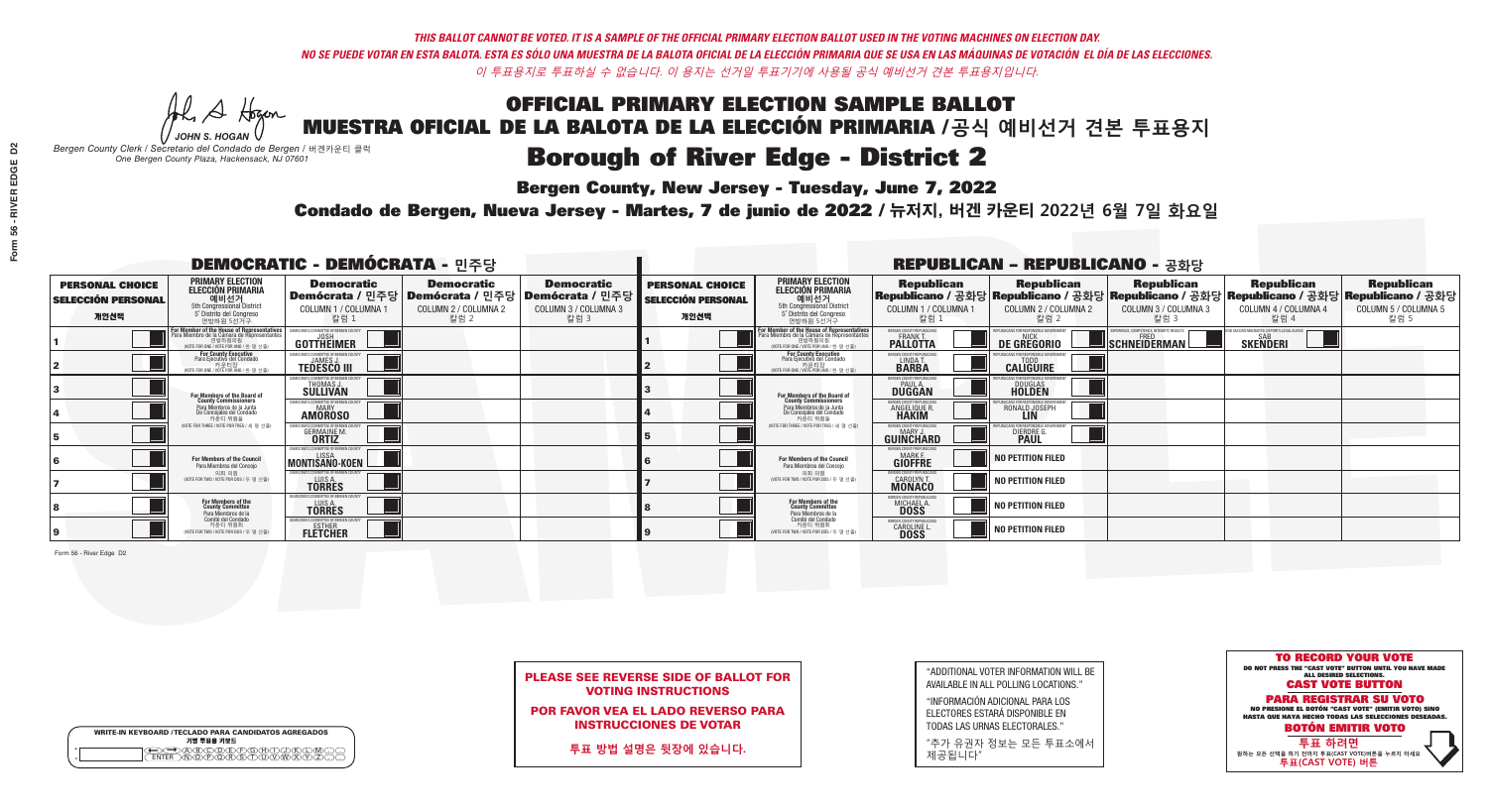*THIS BALLOT CANNOT BE VOTED. IT IS A SAMPLE OF THE OFFICIAL PRIMARY ELECTION BALLOT USED IN THE VOTING MACHINES ON ELECTION DAY.*
*NO SE PUEDE VOTAR EN ESTA BALOTA. ESTA ES SÓLO UNA MUESTRA DE LA BALOTA OFICIAL DE LA ELECCIÓN PRIMARIA QUE SE USA EN LAS MÁQUINAS DE VOTACIÓN EL DÍA DE LAS ELECCIONES.*
*이 투표용지로 투표하실 수 없습니다. 이 용지는 선거일 투표기기에 사용될 공식 예비선거 견본 투표용지입니다.*

JOHN S. HOGAN
*Bergen County Clerk / Secretario del Condado de Bergen / 버겐카운티 클럭*
*One Bergen County Plaza, Hackensack, NJ 07601*

# OFFICIAL PRIMARY ELECTION SAMPLE BALLOT
# MUESTRA OFICIAL DE LA BALOTA DE LA ELECCIÓN PRIMARIA / 공식 예비선거 견본 투표용지

## Borough of River Edge - District 2

**Bergen County, New Jersey - Tuesday, June 7, 2022**

**Condado de Bergen, Nueva Jersey - Martes, 7 de junio de 2022 / 뉴저지, 버겐 카운티 2022년 6월 7일 화요일**

### DEMOCRATIC - DEMÓCRATA - 민주당

| PERSONAL CHOICE / SELECCIÓN PERSONAL / 개인선택 | PRIMARY ELECTION / ELECCIÓN PRIMARIA / 예비선거 (5th Congressional District / 5° Distrito del Congreso / 연방하원 5선거구) | Democratic / Demócrata / 민주당 COLUMN 1 / COLUMNA 1 / 칼럼 1 | Democratic / Demócrata / 민주당 COLUMN 2 / COLUMNA 2 / 칼럼 2 | Democratic / Demócrata / 민주당 COLUMN 3 / COLUMNA 3 / 칼럼 3 |
|---|---|---|---|---|
| 1 | For Member of the House of Representatives / Para Miembro de la Cámara de Representantes / 연방하원의원 (VOTE FOR ONE / VOTE POR UNO / 한 명 선출) | JOSH GOTTHEIMER | | |
| 2 | For County Executive / Para Ejecutivo del Condado / 카운티장 (VOTE FOR ONE / VOTE POR UNO / 한 명 선출) | JAMES J. TEDESCO III | | |
| 3 | For Members of the Board of County Commissioners / Para Miembros de la Junta De Concejales del Condado / 카운티 위원들 (VOTE FOR THREE / VOTE POR TRES / 세 명 선출) | THOMAS J. SULLIVAN | | |
| 4 | | MARY AMOROSO | | |
| 5 | | GERMAINE M. ORTIZ | | |
| 6 | For Members of the Council / Para Miembros del Concejo / 의회 의원 (VOTE FOR TWO / VOTE POR DOS / 두 명 선출) | LISSA MONTISANO-KOEN | | |
| 7 | | LUIS A. TORRES | | |
| 8 | For Members of the County Committee / Para Miembros de la Comité del Condado / 카운티 위원회 (VOTE FOR TWO / VOTE POR DOS / 두 명 선출) | LUIS A. TORRES | | |
| 9 | | ESTHER FLETCHER | | |

### REPUBLICAN - REPUBLICANO - 공화당

| PERSONAL CHOICE / SELECCIÓN PERSONAL / 개인선택 | PRIMARY ELECTION / ELECCIÓN PRIMARIA / 예비선거 (5th Congressional District / 5° Distrito del Congreso / 연방하원 5선거구) | Republican / Republicano / 공화당 COLUMN 1 / COLUMNA 1 / 칼럼 1 | Republican / Republicano / 공화당 COLUMN 2 / COLUMNA 2 / 칼럼 2 | Republican / Republicano / 공화당 COLUMN 3 / COLUMNA 3 / 칼럼 3 | Republican / Republicano / 공화당 COLUMN 4 / COLUMNA 4 / 칼럼 4 | Republican / Republicano / 공화당 COLUMN 5 / COLUMNA 5 / 칼럼 5 |
|---|---|---|---|---|---|---|
| 1 | For Member of the House of Representatives / Para Miembro de la Cámara de Representantes / 연방하원의원 (VOTE FOR ONE / VOTE POR UNO / 한 명 선출) | FRANK T. PALLOTTA | NICK DE GREGORIO | FRED SCHNEIDERMAN | SAB SKENDERI | |
| 2 | For County Executive / Para Ejecutivo del Condado / 카운티장 (VOTE FOR ONE / VOTE POR UNO / 한 명 선출) | LINDA T. BARBA | TODD CALIGUIRE | | | |
| 3 | For Members of the Board of County Commissioners / Para Miembros de la Junta De Concejales del Condado / 카운티 위원들 (VOTE FOR THREE / VOTE POR TRES / 세 명 선출) | PAUL A. DUGGAN | DOUGLAS HOLDEN | | | |
| 4 | | ANGELIQUE R. HAKIM | RONALD JOSEPH LIN | | | |
| 5 | | MARY J. GUINCHARD | DIERDRE G. PAUL | | | |
| 6 | For Members of the Council / Para Miembros del Concejo / 의회 의원 (VOTE FOR TWO / VOTE POR DOS / 두 명 선출) | MARK F. GIOFFRE | NO PETITION FILED | | | |
| 7 | | CAROLYN T. MONACO | NO PETITION FILED | | | |
| 8 | For Members of the County Committee / Para Miembros de la Comité del Condado / 카운티 위원회 (VOTE FOR TWO / VOTE POR DOS / 두 명 선출) | MICHAEL A. DOSS | NO PETITION FILED | | | |
| 9 | | CAROLINE L. DOSS | NO PETITION FILED | | | |

Form 56 - River Edge D2

WRITE-IN KEYBOARD / TECLADO PARA CANDIDATOS AGREGADOS / 기명 투표용 키보드

**PLEASE SEE REVERSE SIDE OF BALLOT FOR VOTING INSTRUCTIONS**

**POR FAVOR VEA EL LADO REVERSO PARA INSTRUCCIONES DE VOTAR**

**투표 방법 설명은 뒷장에 있습니다.**

"ADDITIONAL VOTER INFORMATION WILL BE AVAILABLE IN ALL POLLING LOCATIONS."

"INFORMACIÓN ADICIONAL PARA LOS ELECTORES ESTARÁ DISPONIBLE EN TODAS LAS URNAS ELECTORALES."

"추가 유권자 정보는 모든 투표소에서 제공됩니다"

**TO RECORD YOUR VOTE**
DO NOT PRESS THE "CAST VOTE" BUTTON UNTIL YOU HAVE MADE ALL DESIRED SELECTIONS.
**CAST VOTE BUTTON**

**PARA REGISTRAR SU VOTO**
NO PRESIONE EL BOTÓN "CAST VOTE" (EMITIR VOTO) SINO HASTA QUE HAYA HECHO TODAS LAS SELECCIONES DESEADAS.
**BOTÓN EMITIR VOTO**

**투표 하려면**
원하는 모든 선택을 하기 전까지 투표(CAST VOTE)버튼을 누르지 마세요
**투표(CAST VOTE) 버튼**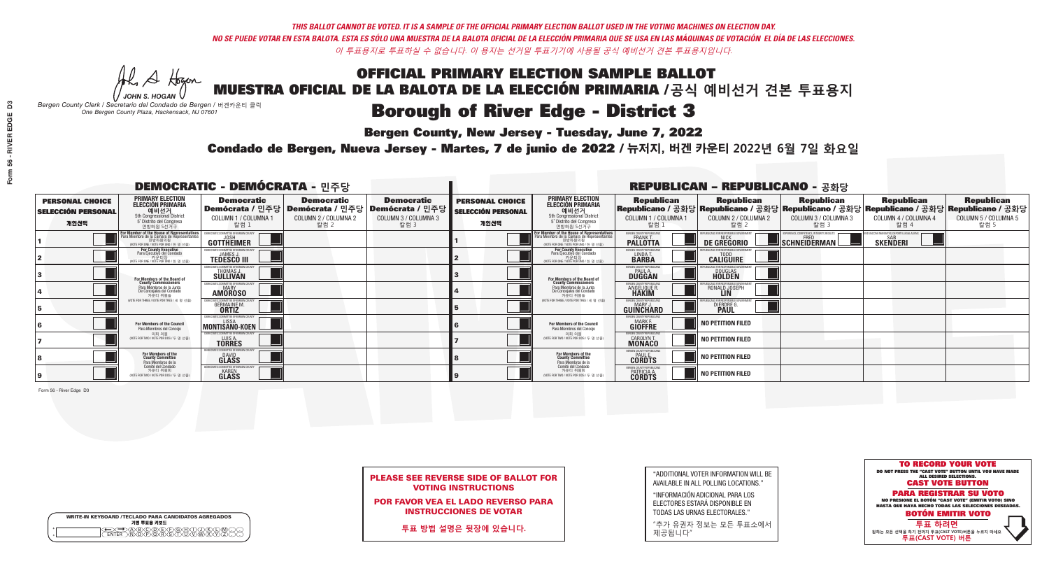*THIS BALLOT CANNOT BE VOTED. IT IS A SAMPLE OF THE OFFICIAL PRIMARY ELECTION BALLOT USED IN THE VOTING MACHINES ON ELECTION DAY.*
*NO SE PUEDE VOTAR EN ESTA BALOTA. ESTA ES SÓLO UNA MUESTRA DE LA BALOTA OFICIAL DE LA ELECCIÓN PRIMARIA QUE SE USA EN LAS MÁQUINAS DE VOTACIÓN EL DÍA DE LAS ELECCIONES.*
*이 투표용지로 투표하실 수 없습니다. 이 용지는 선거일 투표기기에 사용될 공식 예비선거 견본 투표용지입니다.*

JOHN S. HOGAN
*Bergen County Clerk / Secretario del Condado de Bergen / 버겐카운티 클럭*
*One Bergen County Plaza, Hackensack, NJ 07601*

# OFFICIAL PRIMARY ELECTION SAMPLE BALLOT
# MUESTRA OFICIAL DE LA BALOTA DE LA ELECCIÓN PRIMARIA / 공식 예비선거 견본 투표용지

## Borough of River Edge - District 3

**Bergen County, New Jersey - Tuesday, June 7, 2022**

**Condado de Bergen, Nueva Jersey - Martes, 7 de junio de 2022 / 뉴저지, 버겐 카운티 2022년 6월 7일 화요일**

### DEMOCRATIC - DEMÓCRATA - 민주당

| PERSONAL CHOICE / SELECCIÓN PERSONAL / 개인선택 | PRIMARY ELECTION / ELECCIÓN PRIMARIA / 예비선거 — 5th Congressional District / 5° Distrito del Congreso / 연방하원 5선거구 | Democratic / Demócrata / 민주당 — COLUMN 1 / COLUMNA 1 / 칼럼 1 | Democratic / Demócrata / 민주당 — COLUMN 2 / COLUMNA 2 / 칼럼 2 | Democratic / Demócrata / 민주당 — COLUMN 3 / COLUMNA 3 / 칼럼 3 |
|---|---|---|---|---|
| 1 | For Member of the House of Representatives / Para Miembro de la Cámara de Representantes / 연방하원의원 (VOTE FOR ONE / VOTE POR UNO / 한 명 선출) | JOSH GOTTHEIMER | | |
| 2 | For County Executive / Para Ejecutivo del Condado / 카운티장 (VOTE FOR ONE / VOTE POR UNO / 한 명 선출) | JAMES J. TEDESCO III | | |
| 3 | For Members of the Board of County Commissioners / Para Miembros de la Junta De Concejales del Condado / 카운티 위원들 (VOTE FOR THREE / VOTE POR TRES / 세 명 선출) | THOMAS J. SULLIVAN | | |
| 4 | | MARY AMOROSO | | |
| 5 | | GERMAINE M. ORTIZ | | |
| 6 | For Members of the Council / Para Miembros del Concejo / 의회 의원 (VOTE FOR TWO / VOTE POR DOS / 두 명 선출) | LISSA MONTISANO-KOEN | | |
| 7 | | LUIS A. TORRES | | |
| 8 | For Members of the County Committee / Para Miembros de la Comité del Condado / 카운티 위원회 (VOTE FOR TWO / VOTE POR DOS / 두 명 선출) | DAVID GLASS | | |
| 9 | | KAREN GLASS | | |

### REPUBLICAN - REPUBLICANO - 공화당

| PERSONAL CHOICE / SELECCIÓN PERSONAL / 개인선택 | PRIMARY ELECTION / ELECCIÓN PRIMARIA / 예비선거 — 5th Congressional District / 5° Distrito del Congreso / 연방하원 5선거구 | Republican / Republicano / 공화당 — COLUMN 1 / COLUMNA 1 / 칼럼 1 | Republican / Republicano / 공화당 — COLUMN 2 / COLUMNA 2 / 칼럼 2 | Republican / Republicano / 공화당 — COLUMN 3 / COLUMNA 3 / 칼럼 3 | Republican / Republicano / 공화당 — COLUMN 4 / COLUMNA 4 / 칼럼 4 | Republican / Republicano / 공화당 — COLUMN 5 / COLUMNA 5 / 칼럼 5 |
|---|---|---|---|---|---|---|
| 1 | For Member of the House of Representatives / Para Miembro de la Cámara de Representantes / 연방하원의원 (VOTE FOR ONE / VOTE POR UNO / 한 명 선출) | FRANK T. PALLOTTA | NICK DE GREGORIO | FRED SCHNEIDERMAN | SAB SKENDERI | |
| 2 | For County Executive / Para Ejecutivo del Condado / 카운티장 (VOTE FOR ONE / VOTE POR UNO / 한 명 선출) | LINDA T. BARBA | TODD CALIGUIRE | | | |
| 3 | For Members of the Board of County Commissioners / Para Miembros de la Junta De Concejales del Condado / 카운티 위원들 (VOTE FOR THREE / VOTE POR TRES / 세 명 선출) | PAUL A. DUGGAN | DOUGLAS HOLDEN | | | |
| 4 | | ANGELIQUE R. HAKIM | RONALD JOSEPH LIN | | | |
| 5 | | MARY J. GUINCHARD | DIERDRE G. PAUL | | | |
| 6 | For Members of the Council / Para Miembros del Concejo / 의회 의원 (VOTE FOR TWO / VOTE POR DOS / 두 명 선출) | MARK F. GIOFFRE | NO PETITION FILED | | | |
| 7 | | CAROLYN T. MONACO | NO PETITION FILED | | | |
| 8 | For Members of the County Committee / Para Miembros de la Comité del Condado / 카운티 위원회 (VOTE FOR TWO / VOTE POR DOS / 두 명 선출) | PAUL E. CORDTS | NO PETITION FILED | | | |
| 9 | | PATRICIA A. CORDTS | NO PETITION FILED | | | |

Form 56 - River Edge D3

**PLEASE SEE REVERSE SIDE OF BALLOT FOR VOTING INSTRUCTIONS**

**POR FAVOR VEA EL LADO REVERSO PARA INSTRUCCIONES DE VOTAR**

**투표 방법 설명은 뒷장에 있습니다.**

"ADDITIONAL VOTER INFORMATION WILL BE AVAILABLE IN ALL POLLING LOCATIONS."

"INFORMACIÓN ADICIONAL PARA LOS ELECTORES ESTARÁ DISPONIBLE EN TODAS LAS URNAS ELECTORALES."

"추가 유권자 정보는 모든 투표소에서 제공됩니다"

WRITE-IN KEYBOARD /TECLADO PARA CANDIDATOS AGREGADOS
기명 투표용 키보드

**TO RECORD YOUR VOTE**
DO NOT PRESS THE "CAST VOTE" BUTTON UNTIL YOU HAVE MADE ALL DESIRED SELECTIONS.
**CAST VOTE BUTTON**

**PARA REGISTRAR SU VOTO**
NO PRESIONE EL BOTÓN "CAST VOTE" (EMITIR VOTO) SINO HASTA QUE HAYA HECHO TODAS LAS SELECCIONES DESEADAS.
**BOTÓN EMITIR VOTO**

**투표 하려면**
원하는 모든 선택을 하기 전까지 투표(CAST VOTE)버튼을 누르지 마세요.
**투표(CAST VOTE) 버튼**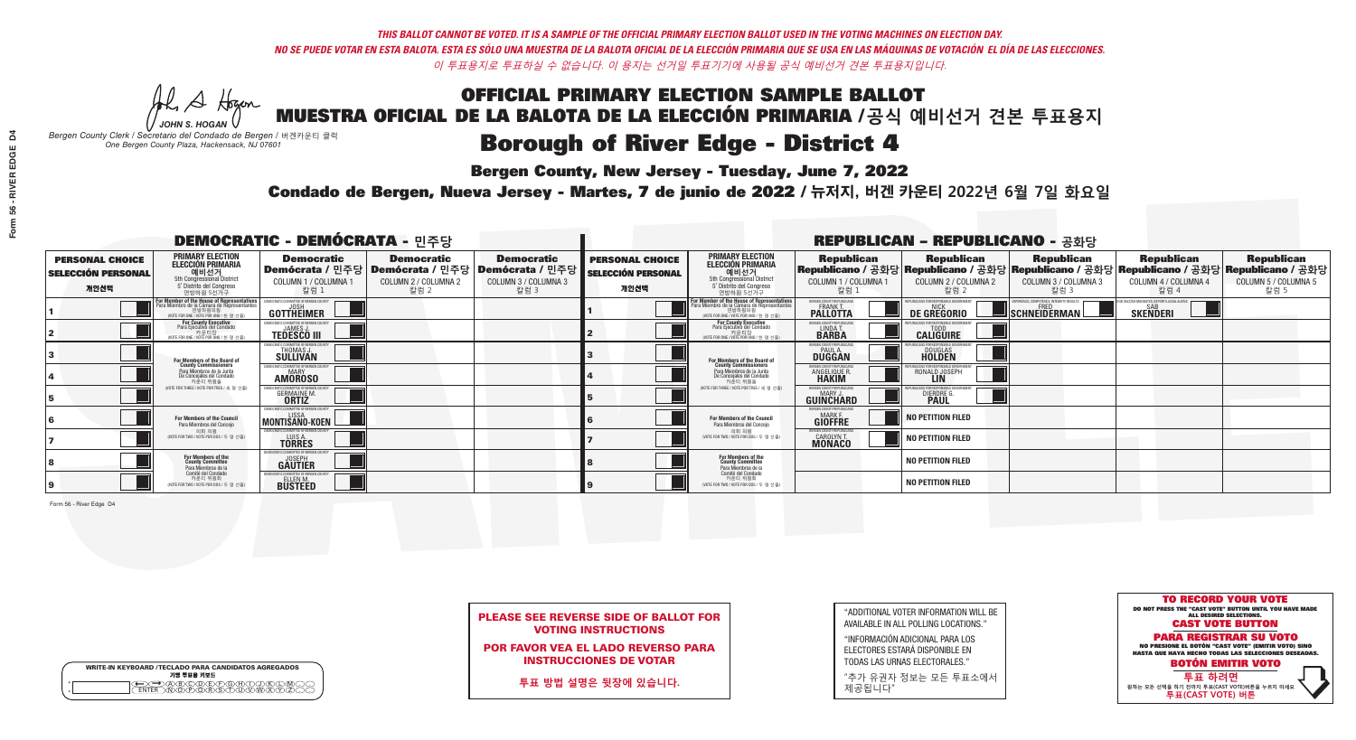*THIS BALLOT CANNOT BE VOTED. IT IS A SAMPLE OF THE OFFICIAL PRIMARY ELECTION BALLOT USED IN THE VOTING MACHINES ON ELECTION DAY.*
*NO SE PUEDE VOTAR EN ESTA BALOTA. ESTA ES SÓLO UNA MUESTRA DE LA BALOTA OFICIAL DE LA ELECCIÓN PRIMARIA QUE SE USA EN LAS MÁQUINAS DE VOTACIÓN EL DÍA DE LAS ELECCIONES.*
*이 투표용지로 투표하실 수 없습니다. 이 용지는 선거일 투표기기에 사용될 공식 예비선거 견본 투표용지입니다.*

JOHN S. HOGAN
*Bergen County Clerk / Secretario del Condado de Bergen / 버겐카운티 클럭*
*One Bergen County Plaza, Hackensack, NJ 07601*

# OFFICIAL PRIMARY ELECTION SAMPLE BALLOT
# MUESTRA OFICIAL DE LA BALOTA DE LA ELECCIÓN PRIMARIA / 공식 예비선거 견본 투표용지

## Borough of River Edge - District 4

**Bergen County, New Jersey - Tuesday, June 7, 2022**

**Condado de Bergen, Nueva Jersey - Martes, 7 de junio de 2022 / 뉴저지, 버겐 카운티 2022년 6월 7일 화요일**

### DEMOCRATIC - DEMÓCRATA - 민주당

| PERSONAL CHOICE / SELECCIÓN PERSONAL / 개인선택 | PRIMARY ELECTION / ELECCIÓN PRIMARIA / 예비선거 (5th Congressional District / 5° Distrito del Congreso / 연방하원 5선거구) | Democratic / Demócrata / 민주당 COLUMN 1 / COLUMNA 1 / 칼럼 1 | Democratic / Demócrata / 민주당 COLUMN 2 / COLUMNA 2 / 칼럼 2 | Democratic / Demócrata / 민주당 COLUMN 3 / COLUMNA 3 / 칼럼 3 |
|---|---|---|---|---|
| 1 | For Member of the House of Representatives / Para Miembro de la Cámara de Representantes / 연방하원의원 (VOTE FOR ONE / VOTE POR UNO / 한 명 선출) | JOSH GOTTHEIMER | | |
| 2 | For County Executive / Para Ejecutivo del Condado / 카운티장 (VOTE FOR ONE / VOTE POR UNO / 한 명 선출) | JAMES J. TEDESCO III | | |
| 3 | For Members of the Board of County Commissioners / Para Miembros de la Junta De Concejales del Condado / 카운티 위원들 (VOTE FOR THREE / VOTE POR TRES / 세 명 선출) | THOMAS J. SULLIVAN | | |
| 4 | | MARY AMOROSO | | |
| 5 | | GERMAINE M. ORTIZ | | |
| 6 | For Members of the Council / Para Miembros del Concejo / 의회 의원 (VOTE FOR TWO / VOTE POR DOS / 두 명 선출) | LISSA MONTISANO-KOEN | | |
| 7 | | LUIS A. TORRES | | |
| 8 | For Members of the County Committee / Para Miembros de la Comité del Condado / 카운티 위원회 (VOTE FOR TWO / VOTE POR DOS / 두 명 선출) | JOSEPH GAUTIER | | |
| 9 | | ELLEN M. BUSTEED | | |

### REPUBLICAN - REPUBLICANO - 공화당

| PERSONAL CHOICE / SELECCIÓN PERSONAL / 개인선택 | PRIMARY ELECTION / ELECCIÓN PRIMARIA / 예비선거 (5th Congressional District / 5° Distrito del Congreso / 연방하원 5선거구) | Republican / Republicano / 공화당 COLUMN 1 / COLUMNA 1 / 칼럼 1 | Republican / Republicano / 공화당 COLUMN 2 / COLUMNA 2 / 칼럼 2 | Republican / Republicano / 공화당 COLUMN 3 / COLUMNA 3 / 칼럼 3 | Republican / Republicano / 공화당 COLUMN 4 / COLUMNA 4 / 칼럼 4 | Republican / Republicano / 공화당 COLUMN 5 / COLUMNA 5 / 칼럼 5 |
|---|---|---|---|---|---|---|
| 1 | For Member of the House of Representatives / Para Miembro de la Cámara de Representantes / 연방하원의원 (VOTE FOR ONE / VOTE POR UNO / 한 명 선출) | FRANK T. PALLOTTA | NICK DE GREGORIO | FRED SCHNEIDERMAN | SAB SKENDERI | |
| 2 | For County Executive / Para Ejecutivo del Condado / 카운티장 (VOTE FOR ONE / VOTE POR UNO / 한 명 선출) | LINDA T. BARBA | TODD CALIGUIRE | | | |
| 3 | For Members of the Board of County Commissioners / Para Miembros de la Junta De Concejales del Condado / 카운티 위원들 (VOTE FOR THREE / VOTE POR TRES / 세 명 선출) | PAUL A. DUGGAN | DOUGLAS HOLDEN | | | |
| 4 | | ANGELIQUE R. HAKIM | RONALD JOSEPH LIN | | | |
| 5 | | MARY J. GUINCHARD | DIERDRE G. PAUL | | | |
| 6 | For Members of the Council / Para Miembros del Concejo / 의회 의원 (VOTE FOR TWO / VOTE POR DOS / 두 명 선출) | MARK F. GIOFFRE | NO PETITION FILED | | | |
| 7 | | CAROLYN T. MONACO | NO PETITION FILED | | | |
| 8 | For Members of the County Committee / Para Miembros de la Comité del Condado / 카운티 위원회 (VOTE FOR TWO / VOTE POR DOS / 두 명 선출) | | NO PETITION FILED | | | |
| 9 | | | NO PETITION FILED | | | |

Form 56 - River Edge D4

**PLEASE SEE REVERSE SIDE OF BALLOT FOR VOTING INSTRUCTIONS**

**POR FAVOR VEA EL LADO REVERSO PARA INSTRUCCIONES DE VOTAR**

**투표 방법 설명은 뒷장에 있습니다.**

"ADDITIONAL VOTER INFORMATION WILL BE AVAILABLE IN ALL POLLING LOCATIONS."

"INFORMACIÓN ADICIONAL PARA LOS ELECTORES ESTARÁ DISPONIBLE EN TODAS LAS URNAS ELECTORALES."

"추가 유권자 정보는 모든 투표소에서 제공됩니다"

WRITE-IN KEYBOARD /TECLADO PARA CANDIDATOS AGREGADOS
기명 투표용 키보드

**TO RECORD YOUR VOTE**
DO NOT PRESS THE "CAST VOTE" BUTTON UNTIL YOU HAVE MADE ALL DESIRED SELECTIONS.
**CAST VOTE BUTTON**

**PARA REGISTRAR SU VOTO**
NO PRESIONE EL BOTÓN "CAST VOTE" (EMITIR VOTO) SINO HASTA QUE HAYA HECHO TODAS LAS SELECCIONES DESEADAS.
**BOTÓN EMITIR VOTO**

**투표 하려면**
원하는 모든 선택을 하기 전까지 투표(CAST VOTE)버튼을 누르지 마세요
**투표(CAST VOTE) 버튼**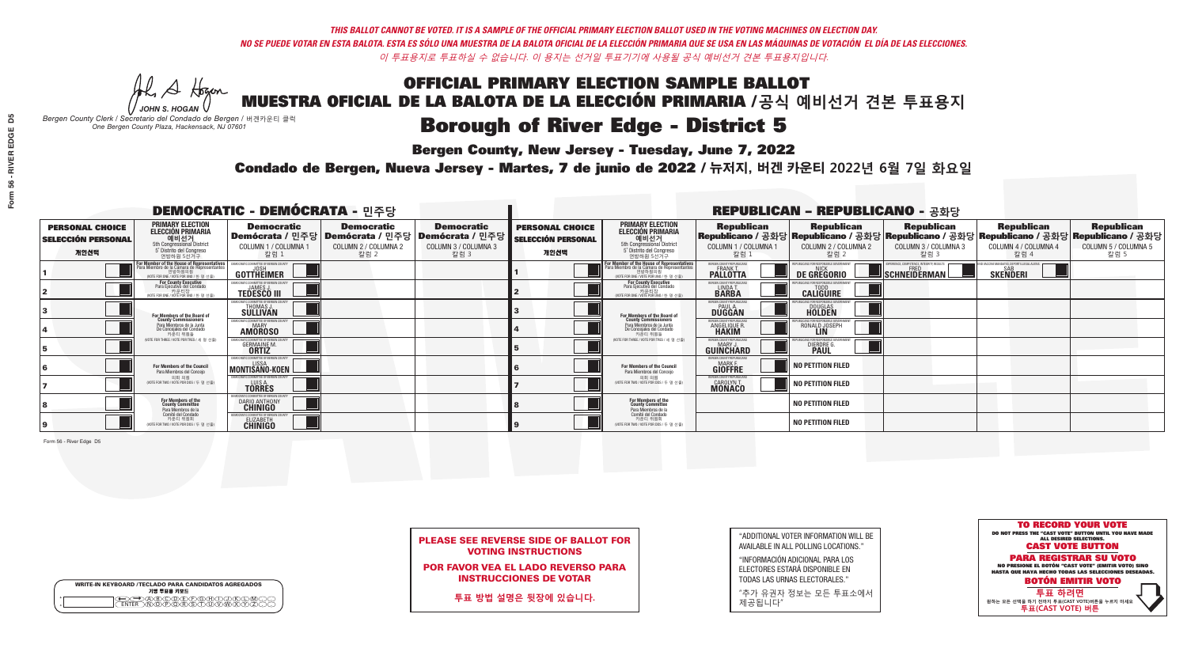*THIS BALLOT CANNOT BE VOTED. IT IS A SAMPLE OF THE OFFICIAL PRIMARY ELECTION BALLOT USED IN THE VOTING MACHINES ON ELECTION DAY.*
*NO SE PUEDE VOTAR EN ESTA BALOTA. ESTA ES SÓLO UNA MUESTRA DE LA BALOTA OFICIAL DE LA ELECCIÓN PRIMARIA QUE SE USA EN LAS MÁQUINAS DE VOTACIÓN EL DÍA DE LAS ELECCIONES.*
*이 투표용지로 투표하실 수 없습니다. 이 용지는 선거일 투표기기에 사용될 공식 예비선거 견본 투표용지입니다.*

JOHN S. HOGAN
*Bergen County Clerk / Secretario del Condado de Bergen / 버겐카운티 클럭*
*One Bergen County Plaza, Hackensack, NJ 07601*

# OFFICIAL PRIMARY ELECTION SAMPLE BALLOT
# MUESTRA OFICIAL DE LA BALOTA DE LA ELECCIÓN PRIMARIA /공식 예비선거 견본 투표용지
# Borough of River Edge - District 5

**Bergen County, New Jersey - Tuesday, June 7, 2022**

**Condado de Bergen, Nueva Jersey - Martes, 7 de junio de 2022 / 뉴저지, 버겐 카운티 2022년 6월 7일 화요일**

## DEMOCRATIC - DEMÓCRATA - 민주당

| PERSONAL CHOICE / SELECCIÓN PERSONAL / 개인선택 | PRIMARY ELECTION / ELECCIÓN PRIMARIA / 예비선거 | Democratic / Demócrata / 민주당 COLUMN 1 / COLUMNA 1 / 칼럼 1 | Democratic / Demócrata / 민주당 COLUMN 2 / COLUMNA 2 / 칼럼 2 | Democratic / Demócrata / 민주당 COLUMN 3 / COLUMNA 3 / 칼럼 3 |
|---|---|---|---|---|
| 1 | For Member of the House of Representatives / Para Miembro de la Cámara de Representantes / 연방하원의원 (5th Congressional District / 5° Distrito del Congreso / 연방하원 5선거구) (VOTE FOR ONE / VOTE POR UNO / 한 명 선출) | JOSH GOTTHEIMER | | |
| 2 | For County Executive / Para Ejecutivo del Condado / 카운티장 (VOTE FOR ONE / VOTE POR UNO / 한 명 선출) | JAMES J. TEDESCO III | | |
| 3 | For Members of the Board of County Commissioners / Para Miembros de la Junta De Concejales del Condado / 카운티 위원들 (VOTE FOR THREE / VOTE POR TRES / 세 명 선출) | THOMAS J. SULLIVAN | | |
| 4 | | MARY AMOROSO | | |
| 5 | | GERMAINE M. ORTIZ | | |
| 6 | For Members of the Council / Para Miembros del Concejo / 의회 의원 (VOTE FOR TWO / VOTE POR DOS / 두 명 선출) | LISSA MONTISANO-KOEN | | |
| 7 | | LUIS A. TORRES | | |
| 8 | For Members of the County Committee / Para Miembros de la Comité del Condado / 카운티 위원회 (VOTE FOR TWO / VOTE POR DOS / 두 명 선출) | DARIO ANTHONY CHINIGO | | |
| 9 | | ELIZABETH CHINIGO | | |

## REPUBLICAN - REPUBLICANO - 공화당

| PERSONAL CHOICE / SELECCIÓN PERSONAL / 개인선택 | PRIMARY ELECTION / ELECCIÓN PRIMARIA / 예비선거 | Republican / Republicano / 공화당 COLUMN 1 / COLUMNA 1 / 칼럼 1 | Republican / Republicano / 공화당 COLUMN 2 / COLUMNA 2 / 칼럼 2 | Republican / Republicano / 공화당 COLUMN 3 / COLUMNA 3 / 칼럼 3 | Republican / Republicano / 공화당 COLUMN 4 / COLUMNA 4 / 칼럼 4 | Republican / Republicano / 공화당 COLUMN 5 / COLUMNA 5 / 칼럼 5 |
|---|---|---|---|---|---|---|
| 1 | For Member of the House of Representatives / Para Miembro de la Cámara de Representantes / 연방하원의원 (5th Congressional District / 5° Distrito del Congreso / 연방하원 5선거구) (VOTE FOR ONE / VOTE POR UNO / 한 명 선출) | FRANK T. PALLOTTA | NICK DE GREGORIO | FRED SCHNEIDERMAN | SAB SKENDERI | |
| 2 | For County Executive / Para Ejecutivo del Condado / 카운티장 (VOTE FOR ONE / VOTE POR UNO / 한 명 선출) | LINDA T. BARBA | TODD CALIGUIRE | | | |
| 3 | For Members of the Board of County Commissioners / Para Miembros de la Junta De Concejales del Condado / 카운티 위원들 (VOTE FOR THREE / VOTE POR TRES / 세 명 선출) | PAUL A. DUGGAN | DOUGLAS HOLDEN | | | |
| 4 | | ANGELIQUE R. HAKIM | RONALD JOSEPH LIN | | | |
| 5 | | MARY J. GUINCHARD | DIERDRE G. PAUL | | | |
| 6 | For Members of the Council / Para Miembros del Concejo / 의회 의원 (VOTE FOR TWO / VOTE POR DOS / 두 명 선출) | MARK F. GIOFFRE | NO PETITION FILED | | | |
| 7 | | CAROLYN T. MONACO | NO PETITION FILED | | | |
| 8 | For Members of the County Committee / Para Miembros de la Comité del Condado / 카운티 위원회 (VOTE FOR TWO / VOTE POR DOS / 두 명 선출) | | NO PETITION FILED | | | |
| 9 | | | NO PETITION FILED | | | |

Form 56 - River Edge D5

**PLEASE SEE REVERSE SIDE OF BALLOT FOR VOTING INSTRUCTIONS**

**POR FAVOR VEA EL LADO REVERSO PARA INSTRUCCIONES DE VOTAR**

**투표 방법 설명은 뒷장에 있습니다.**

"ADDITIONAL VOTER INFORMATION WILL BE AVAILABLE IN ALL POLLING LOCATIONS."

"INFORMACIÓN ADICIONAL PARA LOS ELECTORES ESTARÁ DISPONIBLE EN TODAS LAS URNAS ELECTORALES."

"추가 유권자 정보는 모든 투표소에서 제공됩니다"

WRITE-IN KEYBOARD /TECLADO PARA CANDIDATOS AGREGADOS
기명 투표용 키보드

**TO RECORD YOUR VOTE**
DO NOT PRESS THE "CAST VOTE" BUTTON UNTIL YOU HAVE MADE ALL DESIRED SELECTIONS.
**CAST VOTE BUTTON**
**PARA REGISTRAR SU VOTO**
NO PRESIONE EL BOTÓN "CAST VOTE" (EMITIR VOTO) SINO HASTA QUE HAYA HECHO TODAS LAS SELECCIONES DESEADAS.
**BOTÓN EMITIR VOTO**
**투표 하려면**
원하는 모든 선택을 하기 전까지 투표(CAST VOTE)버튼을 누르지 마세요.
**투표(CAST VOTE) 버튼**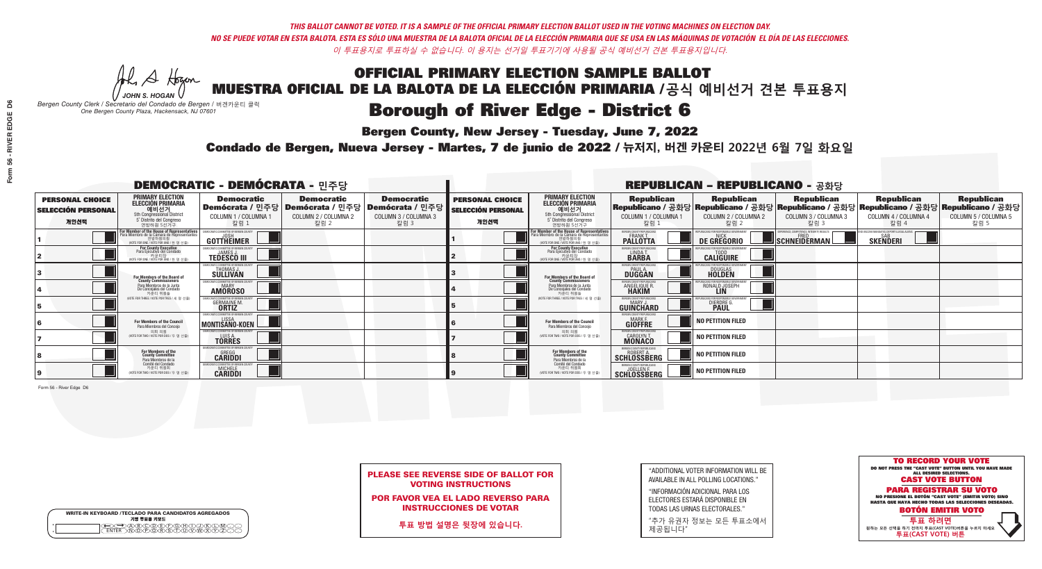*THIS BALLOT CANNOT BE VOTED. IT IS A SAMPLE OF THE OFFICIAL PRIMARY ELECTION BALLOT USED IN THE VOTING MACHINES ON ELECTION DAY.*
*NO SE PUEDE VOTAR EN ESTA BALOTA. ESTA ES SÓLO UNA MUESTRA DE LA BALOTA OFICIAL DE LA ELECCIÓN PRIMARIA QUE SE USA EN LAS MÁQUINAS DE VOTACIÓN EL DÍA DE LAS ELECCIONES.*
*이 투표용지로 투표하실 수 없습니다. 이 용지는 선거일 투표기기에 사용될 공식 예비선거 견본 투표용지입니다.*

JOHN S. HOGAN
*Bergen County Clerk / Secretario del Condado de Bergen / 버겐카운티 클럭*
*One Bergen County Plaza, Hackensack, NJ 07601*

# OFFICIAL PRIMARY ELECTION SAMPLE BALLOT
# MUESTRA OFICIAL DE LA BALOTA DE LA ELECCIÓN PRIMARIA /공식 예비선거 견본 투표용지

## Borough of River Edge - District 6

**Bergen County, New Jersey - Tuesday, June 7, 2022**

**Condado de Bergen, Nueva Jersey - Martes, 7 de junio de 2022 / 뉴저지, 버겐 카운티 2022년 6월 7일 화요일**

### DEMOCRATIC - DEMÓCRATA - 민주당

| PERSONAL CHOICE / SELECCIÓN PERSONAL / 개인선택 | PRIMARY ELECTION / ELECCIÓN PRIMARIA / 예비선거 (5th Congressional District / 5° Distrito del Congreso / 연방하원 5선거구) | Democratic / Demócrata / 민주당 COLUMN 1 / COLUMNA 1 / 칼럼 1 | Democratic / Demócrata / 민주당 COLUMN 2 / COLUMNA 2 / 칼럼 2 | Democratic / Demócrata / 민주당 COLUMN 3 / COLUMNA 3 / 칼럼 3 |
|---|---|---|---|---|
| 1 | For Member of the House of Representatives / Para Miembro de la Cámara de Representantes / 연방하원의원 (VOTE FOR ONE / VOTE POR UNO / 한 명 선출) | JOSH GOTTHEIMER | | |
| 2 | For County Executive / Para Ejecutivo del Condado / 카운티장 (VOTE FOR ONE / VOTE POR UNO / 한 명 선출) | JAMES J. TEDESCO III | | |
| 3 | For Members of the Board of County Commissioners / Para Miembros de la Junta De Concejales del Condado / 카운티 위원들 (VOTE FOR THREE / VOTE POR TRES / 세 명 선출) | THOMAS J. SULLIVAN | | |
| 4 | | MARY AMOROSO | | |
| 5 | | GERMAINE M. ORTIZ | | |
| 6 | For Members of the Council / Para Miembros del Concejo / 의회 의원 (VOTE FOR TWO / VOTE POR DOS / 두 명 선출) | LISSA MONTISANO-KOEN | | |
| 7 | | LUIS A. TORRES | | |
| 8 | For Members of the County Committee / Para Miembros de la Comité del Condado / 카운티 위원회 (VOTE FOR TWO / VOTE POR DOS / 두 명 선출) | GREGG CARIDDI | | |
| 9 | | MICHELE CARIDDI | | |

### REPUBLICAN - REPUBLICANO - 공화당

| PERSONAL CHOICE / SELECCIÓN PERSONAL / 개인선택 | PRIMARY ELECTION / ELECCIÓN PRIMARIA / 예비선거 (5th Congressional District / 5° Distrito del Congreso / 연방하원 5선거구) | Republican / Republicano / 공화당 COLUMN 1 / COLUMNA 1 / 칼럼 1 | Republican / Republicano / 공화당 COLUMN 2 / COLUMNA 2 / 칼럼 2 | Republican / Republicano / 공화당 COLUMN 3 / COLUMNA 3 / 칼럼 3 | Republican / Republicano / 공화당 COLUMN 4 / COLUMNA 4 / 칼럼 4 | Republican / Republicano / 공화당 COLUMN 5 / COLUMNA 5 / 칼럼 5 |
|---|---|---|---|---|---|---|
| 1 | For Member of the House of Representatives / Para Miembro de la Cámara de Representantes / 연방하원의원 (VOTE FOR ONE / VOTE POR UNO / 한 명 선출) | FRANK T. PALLOTTA | NICK DE GREGORIO | FRED SCHNEIDERMAN | SAB SKENDERI | |
| 2 | For County Executive / Para Ejecutivo del Condado / 카운티장 (VOTE FOR ONE / VOTE POR UNO / 한 명 선출) | LINDA T. BARBA | TODD CALIGUIRE | | | |
| 3 | For Members of the Board of County Commissioners / Para Miembros de la Junta De Concejales del Condado / 카운티 위원들 (VOTE FOR THREE / VOTE POR TRES / 세 명 선출) | PAUL A. DUGGAN | DOUGLAS HOLDEN | | | |
| 4 | | ANGELIQUE R. HAKIM | RONALD JOSEPH LIN | | | |
| 5 | | MARY J. GUINCHARD | DIERDRE G. PAUL | | | |
| 6 | For Members of the Council / Para Miembros del Concejo / 의회 의원 (VOTE FOR TWO / VOTE POR DOS / 두 명 선출) | MARK F. GIOFFRE | NO PETITION FILED | | | |
| 7 | | CAROLYN T. MONACO | NO PETITION FILED | | | |
| 8 | For Members of the County Committee / Para Miembros de la Comité del Condado / 카운티 위원회 (VOTE FOR TWO / VOTE POR DOS / 두 명 선출) | ROBERT A. SCHLOSSBERG | NO PETITION FILED | | | |
| 9 | | JOELLEN F. SCHLOSSBERG | NO PETITION FILED | | | |

Form 56 - River Edge D6

**PLEASE SEE REVERSE SIDE OF BALLOT FOR VOTING INSTRUCTIONS**

**POR FAVOR VEA EL LADO REVERSO PARA INSTRUCCIONES DE VOTAR**

**투표 방법 설명은 뒷장에 있습니다.**

"ADDITIONAL VOTER INFORMATION WILL BE AVAILABLE IN ALL POLLING LOCATIONS."

"INFORMACIÓN ADICIONAL PARA LOS ELECTORES ESTARÁ DISPONIBLE EN TODAS LAS URNAS ELECTORALES."

"추가 유권자 정보는 모든 투표소에서 제공됩니다"

WRITE-IN KEYBOARD /TECLADO PARA CANDIDATOS AGREGADOS
기명 투표용 키보드

**TO RECORD YOUR VOTE**
DO NOT PRESS THE "CAST VOTE" BUTTON UNTIL YOU HAVE MADE ALL DESIRED SELECTIONS.
**CAST VOTE BUTTON**

**PARA REGISTRAR SU VOTO**
NO PRESIONE EL BOTÓN "CAST VOTE" (EMITIR VOTO) SINO HASTA QUE HAYA HECHO TODAS LAS SELECCIONES DESEADAS.
**BOTÓN EMITIR VOTO**

**투표 하려면**
원하는 모든 선택을 하기 전까지 투표(CAST VOTE)버튼을 누르지 마세요.
**투표(CAST VOTE) 버튼**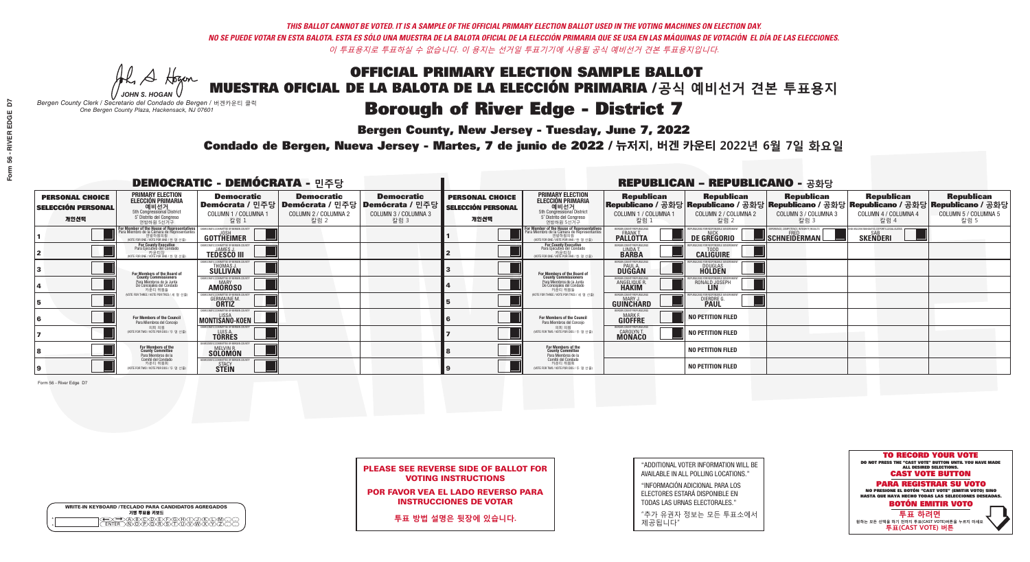THIS BALLOT CANNOT BE VOTED. IT IS A SAMPLE OF THE OFFICIAL PRIMARY ELECTION BALLOT USED IN THE VOTING MACHINES ON ELECTION DAY.
NO SE PUEDE VOTAR EN ESTA BALOTA. ESTA ES SÓLO UNA MUESTRA DE LA BALOTA OFICIAL DE LA ELECCIÓN PRIMARIA QUE SE USA EN LAS MÁQUINAS DE VOTACIÓN EL DÍA DE LAS ELECCIONES.
이 투표용지로 투표하실 수 없습니다. 이 용지는 선거일 투표기기에 사용될 공식 예비선거 견본 투표용지입니다.

JOHN S. HOGAN
*Bergen County Clerk / Secretario del Condado de Bergen / 버겐카운티 클럭*
*One Bergen County Plaza, Hackensack, NJ 07601*

# OFFICIAL PRIMARY ELECTION SAMPLE BALLOT
# MUESTRA OFICIAL DE LA BALOTA DE LA ELECCIÓN PRIMARIA /공식 예비선거 견본 투표용지

# Borough of River Edge - District 7

**Bergen County, New Jersey - Tuesday, June 7, 2022**

**Condado de Bergen, Nueva Jersey - Martes, 7 de junio de 2022 / 뉴저지, 버겐 카운티 2022년 6월 7일 화요일**

## DEMOCRATIC - DEMÓCRATA - 민주당

| PERSONAL CHOICE / SELECCIÓN PERSONAL / 개인선택 | PRIMARY ELECTION / ELECCIÓN PRIMARIA / 예비선거 | Democratic / Demócrata / 민주당 COLUMN 1 / COLUMNA 1 / 칼럼 1 | Democratic / Demócrata / 민주당 COLUMN 2 / COLUMNA 2 / 칼럼 2 | Democratic / Demócrata / 민주당 COLUMN 3 / COLUMNA 3 / 칼럼 3 |
|---|---|---|---|---|
| 1 | For Member of the House of Representatives / Para Miembro de la Cámara de Representantes / 연방하원의원 (5th Congressional District) (VOTE FOR ONE / VOTE POR UNO / 한 명 선출) | JOSH GOTTHEIMER | | |
| 2 | For County Executive / Para Ejecutivo del Condado / 카운티장 (VOTE FOR ONE / VOTE POR UNO / 한 명 선출) | JAMES J. TEDESCO III | | |
| 3 | For Members of the Board of County Commissioners / Para Miembros de la Junta De Concejales del Condado / 카운티 위원들 (VOTE FOR THREE / VOTE POR TRES / 세 명 선출) | THOMAS J. SULLIVAN | | |
| 4 | | MARY AMOROSO | | |
| 5 | | GERMAINE M. ORTIZ | | |
| 6 | For Members of the Council / Para Miembros del Concejo / 의회 의원 (VOTE FOR TWO / VOTE POR DOS / 두 명 선출) | LISSA MONTISANO-KOEN | | |
| 7 | | LUIS A. TORRES | | |
| 8 | For Members of the County Committee / Para Miembros de la Comité del Condado / 카운티 위원회 (VOTE FOR TWO / VOTE POR DOS / 두 명 선출) | MELVIN R. SOLOMON | | |
| 9 | | STACY STEIN | | |

## REPUBLICAN - REPUBLICANO - 공화당

| PERSONAL CHOICE / SELECCIÓN PERSONAL / 개인선택 | PRIMARY ELECTION / ELECCIÓN PRIMARIA / 예비선거 | Republican / Republicano / 공화당 COLUMN 1 / COLUMNA 1 / 칼럼 1 | Republican / Republicano / 공화당 COLUMN 2 / COLUMNA 2 / 칼럼 2 | Republican / Republicano / 공화당 COLUMN 3 / COLUMNA 3 / 칼럼 3 | Republican / Republicano / 공화당 COLUMN 4 / COLUMNA 4 / 칼럼 4 | Republican / Republicano / 공화당 COLUMN 5 / COLUMNA 5 / 칼럼 5 |
|---|---|---|---|---|---|---|
| 1 | For Member of the House of Representatives / Para Miembro de la Cámara de Representantes / 연방하원의원 (5th Congressional District) (VOTE FOR ONE / VOTE POR UNO / 한 명 선출) | FRANK T. PALLOTTA | NICK DE GREGORIO | FRED SCHNEIDERMAN | SAB SKENDERI | |
| 2 | For County Executive / Para Ejecutivo del Condado / 카운티장 (VOTE FOR ONE / VOTE POR UNO / 한 명 선출) | LINDA T. BARBA | TODD CALIGUIRE | | | |
| 3 | For Members of the Board of County Commissioners / Para Miembros de la Junta De Concejales del Condado / 카운티 위원들 (VOTE FOR THREE / VOTE POR TRES / 세 명 선출) | PAUL A. DUGGAN | DOUGLAS HOLDEN | | | |
| 4 | | ANGELIQUE R. HAKIM | RONALD JOSEPH LIN | | | |
| 5 | | MARY J. GUINCHARD | DIERDRE G. PAUL | | | |
| 6 | For Members of the Council / Para Miembros del Concejo / 의회 의원 (VOTE FOR TWO / VOTE POR DOS / 두 명 선출) | MARK F. GIOFFRE | NO PETITION FILED | | | |
| 7 | | CAROLYN T. MONACO | NO PETITION FILED | | | |
| 8 | For Members of the County Committee / Para Miembros de la Comité del Condado / 카운티 위원회 (VOTE FOR TWO / VOTE POR DOS / 두 명 선출) | | NO PETITION FILED | | | |
| 9 | | | NO PETITION FILED | | | |

Form 56 - River Edge D7

**PLEASE SEE REVERSE SIDE OF BALLOT FOR VOTING INSTRUCTIONS**

**POR FAVOR VEA EL LADO REVERSO PARA INSTRUCCIONES DE VOTAR**

**투표 방법 설명은 뒷장에 있습니다.**

"ADDITIONAL VOTER INFORMATION WILL BE AVAILABLE IN ALL POLLING LOCATIONS."

"INFORMACIÓN ADICIONAL PARA LOS ELECTORES ESTARÁ DISPONIBLE EN TODAS LAS URNAS ELECTORALES."

"추가 유권자 정보는 모든 투표소에서 제공됩니다"

WRITE-IN KEYBOARD /TECLADO PARA CANDIDATOS AGREGADOS
기명 투표용 키보드

**TO RECORD YOUR VOTE**
DO NOT PRESS THE "CAST VOTE" BUTTON UNTIL YOU HAVE MADE ALL DESIRED SELECTIONS.
**CAST VOTE BUTTON**

**PARA REGISTRAR SU VOTO**
NO PRESIONE EL BOTÓN "CAST VOTE" (EMITIR VOTO) SINO HASTA QUE HAYA HECHO TODAS LAS SELECCIONES DESEADAS.
**BOTÓN EMITIR VOTO**

**투표 하려면**
원하는 모든 선택을 하기 전까지 투표(CAST VOTE)버튼을 누르지 마세요
**투표(CAST VOTE) 버튼**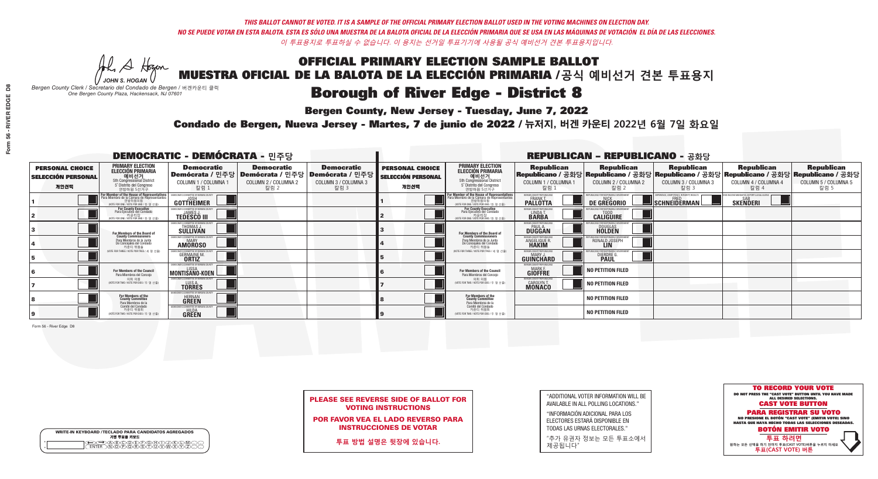*THIS BALLOT CANNOT BE VOTED. IT IS A SAMPLE OF THE OFFICIAL PRIMARY ELECTION BALLOT USED IN THE VOTING MACHINES ON ELECTION DAY.*
*NO SE PUEDE VOTAR EN ESTA BALOTA. ESTA ES SÓLO UNA MUESTRA DE LA BALOTA OFICIAL DE LA ELECCIÓN PRIMARIA QUE SE USA EN LAS MÁQUINAS DE VOTACIÓN EL DÍA DE LAS ELECCIONES.*
*이 투표용지로 투표하실 수 없습니다. 이 용지는 선거일 투표기기에 사용될 공식 예비선거 견본 투표용지입니다.*

JOHN S. HOGAN
*Bergen County Clerk / Secretario del Condado de Bergen / 버겐카운티 클럭*
*One Bergen County Plaza, Hackensack, NJ 07601*

# OFFICIAL PRIMARY ELECTION SAMPLE BALLOT
# MUESTRA OFICIAL DE LA BALOTA DE LA ELECCIÓN PRIMARIA / 공식 예비선거 견본 투표용지

## Borough of River Edge - District 8

**Bergen County, New Jersey - Tuesday, June 7, 2022**

**Condado de Bergen, Nueva Jersey - Martes, 7 de junio de 2022 / 뉴저지, 버겐 카운티 2022년 6월 7일 화요일**

## DEMOCRATIC - DEMÓCRATA - 민주당

| PERSONAL CHOICE / SELECCIÓN PERSONAL / 개인선택 | PRIMARY ELECTION / ELECCIÓN PRIMARIA / 예비선거 (5th Congressional District / 5° Distrito del Congreso / 연방하원 5선거구) | Democratic / Demócrata / 민주당 COLUMN 1 / COLUMNA 1 / 칼럼 1 | Democratic / Demócrata / 민주당 COLUMN 2 / COLUMNA 2 / 칼럼 2 | Democratic / Demócrata / 민주당 COLUMN 3 / COLUMNA 3 / 칼럼 3 |
|---|---|---|---|---|
| 1 | For Member of the House of Representatives / Para Miembro de la Cámara de Representantes / 연방하원의원 (VOTE FOR ONE / VOTE POR UNO / 한 명 선출) | JOSH GOTTHEIMER | | |
| 2 | For County Executive / Para Ejecutivo del Condado / 카운티장 (VOTE FOR ONE / VOTE POR UNO / 한 명 선출) | JAMES J. TEDESCO III | | |
| 3 | For Members of the Board of County Commissioners / Para Miembros de la Junta De Concejales del Condado / 카운티 위원들 (VOTE FOR THREE / VOTE POR TRES / 세 명 선출) | THOMAS J. SULLIVAN | | |
| 4 | | MARY AMOROSO | | |
| 5 | | GERMAINE M. ORTIZ | | |
| 6 | For Members of the Council / Para Miembros del Concejo / 의회 의원 (VOTE FOR TWO / VOTE POR DOS / 두 명 선출) | LISSA MONTISANO-KOEN | | |
| 7 | | LUIS A. TORRES | | |
| 8 | For Members of the County Committee / Para Miembros de la Comité del Condado / 카운티 위원회 (VOTE FOR TWO / VOTE POR DOS / 두 명 선출) | HERNAN GREEN | | |
| 9 | | HILDA GREEN | | |

## REPUBLICAN - REPUBLICANO - 공화당

| PERSONAL CHOICE / SELECCIÓN PERSONAL / 개인선택 | PRIMARY ELECTION / ELECCIÓN PRIMARIA / 예비선거 (5th Congressional District / 5° Distrito del Congreso / 연방하원 5선거구) | Republican / Republicano / 공화당 COLUMN 1 / COLUMNA 1 / 칼럼 1 | Republican / Republicano / 공화당 COLUMN 2 / COLUMNA 2 / 칼럼 2 | Republican / Republicano / 공화당 COLUMN 3 / COLUMNA 3 / 칼럼 3 | Republican / Republicano / 공화당 COLUMN 4 / COLUMNA 4 / 칼럼 4 | Republican / Republicano / 공화당 COLUMN 5 / COLUMNA 5 / 칼럼 5 |
|---|---|---|---|---|---|---|
| 1 | For Member of the House of Representatives / Para Miembro de la Cámara de Representantes / 연방하원의원 (VOTE FOR ONE / VOTE POR UNO / 한 명 선출) | FRANK T. PALLOTTA | NICK DE GREGORIO | FRED SCHNEIDERMAN | SAB SKENDERI | |
| 2 | For County Executive / Para Ejecutivo del Condado / 카운티장 (VOTE FOR ONE / VOTE POR UNO / 한 명 선출) | LINDA T. BARBA | TODD CALIGUIRE | | | |
| 3 | For Members of the Board of County Commissioners / Para Miembros de la Junta De Concejales del Condado / 카운티 위원들 (VOTE FOR THREE / VOTE POR TRES / 세 명 선출) | PAUL A. DUGGAN | DOUGLAS HOLDEN | | | |
| 4 | | ANGELIQUE R. HAKIM | RONALD JOSEPH LIN | | | |
| 5 | | MARY J. GUINCHARD | DIERDRE G. PAUL | | | |
| 6 | For Members of the Council / Para Miembros del Concejo / 의회 의원 (VOTE FOR TWO / VOTE POR DOS / 두 명 선출) | MARK F. GIOFFRE | NO PETITION FILED | | | |
| 7 | | CAROLYN T. MONACO | NO PETITION FILED | | | |
| 8 | For Members of the County Committee / Para Miembros de la Comité del Condado / 카운티 위원회 (VOTE FOR TWO / VOTE POR DOS / 두 명 선출) | | NO PETITION FILED | | | |
| 9 | | | NO PETITION FILED | | | |

Form 56 - River Edge D8

**PLEASE SEE REVERSE SIDE OF BALLOT FOR VOTING INSTRUCTIONS**

**POR FAVOR VEA EL LADO REVERSO PARA INSTRUCCIONES DE VOTAR**

**투표 방법 설명은 뒷장에 있습니다.**

"ADDITIONAL VOTER INFORMATION WILL BE AVAILABLE IN ALL POLLING LOCATIONS."

"INFORMACIÓN ADICIONAL PARA LOS ELECTORES ESTARÁ DISPONIBLE EN TODAS LAS URNAS ELECTORALES."

"추가 유권자 정보는 모든 투표소에서 제공됩니다"

WRITE-IN KEYBOARD / TECLADO PARA CANDIDATOS AGREGADOS / 기명 투표용 키보드

**TO RECORD YOUR VOTE**
DO NOT PRESS THE "CAST VOTE" BUTTON UNTIL YOU HAVE MADE ALL DESIRED SELECTIONS.
**CAST VOTE BUTTON**

**PARA REGISTRAR SU VOTO**
NO PRESIONE EL BOTÓN "CAST VOTE" (EMITIR VOTO) SINO HASTA QUE HAYA HECHO TODAS LAS SELECCIONES DESEADAS.
**BOTÓN EMITIR VOTO**

**투표 하려면**
원하는 모든 선택을 하기 전까지 투표(CAST VOTE)버튼을 누르지 마세요.
**투표(CAST VOTE) 버튼**